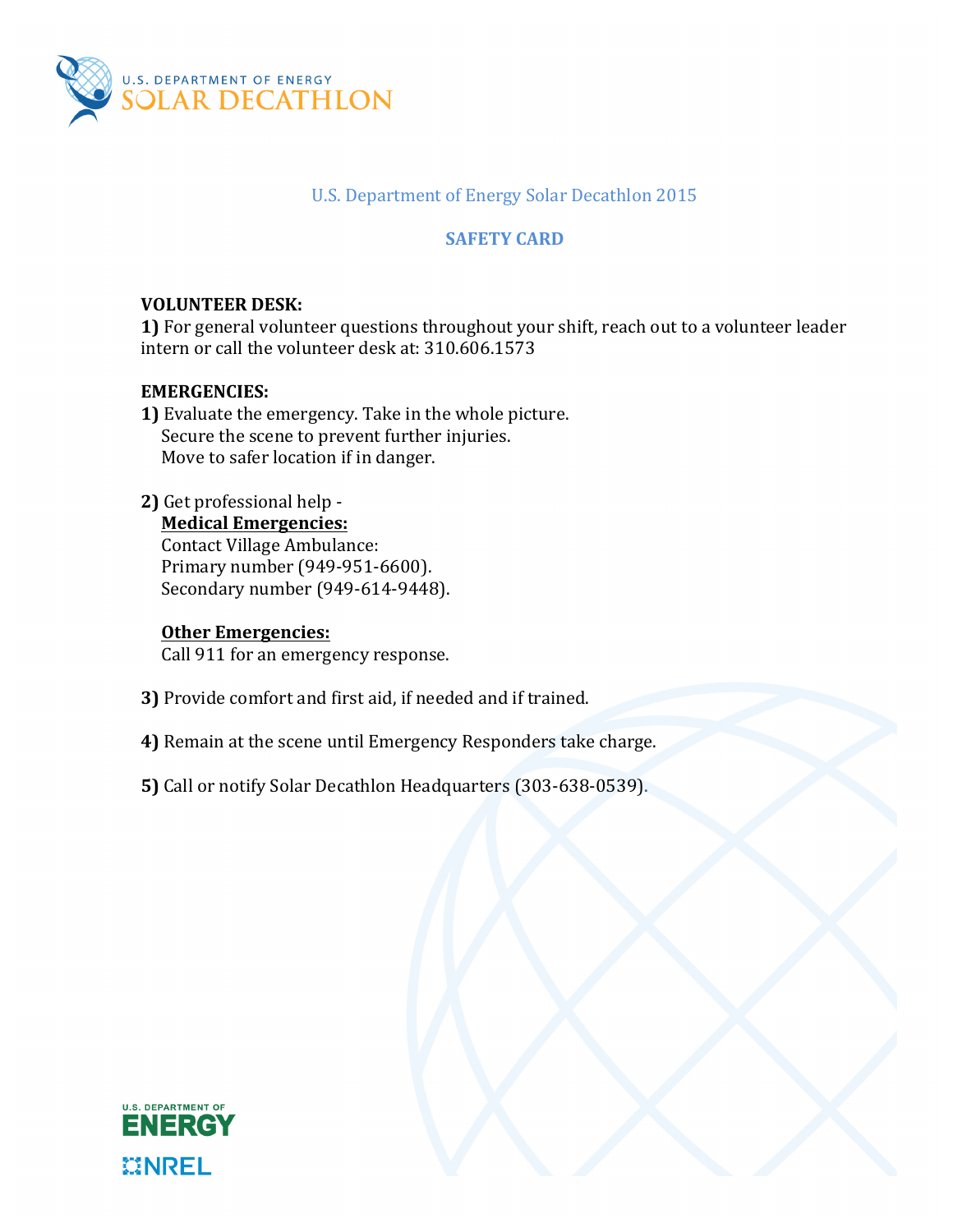U.S. Department of Energy Solar Decathlon 2015

## SAFETY CARD

**VOLUNTEER DESK:**

**1)** For general volunteer questions throughout your shift, reach out to a volunteer leader intern or call the volunteer desk at: 310.606.1573

**EMERGENCIES:**

**1)** Evaluate the emergency. Take in the whole picture.
Secure the scene to prevent further injuries.
Move to safer location if in danger.

**2)** Get professional help -

**Medical Emergencies:**
Contact Village Ambulance:
Primary number (949-951-6600).
Secondary number (949-614-9448).

**Other Emergencies:**
Call 911 for an emergency response.

**3)** Provide comfort and first aid, if needed and if trained.

**4)** Remain at the scene until Emergency Responders take charge.

**5)** Call or notify Solar Decathlon Headquarters (303-638-0539).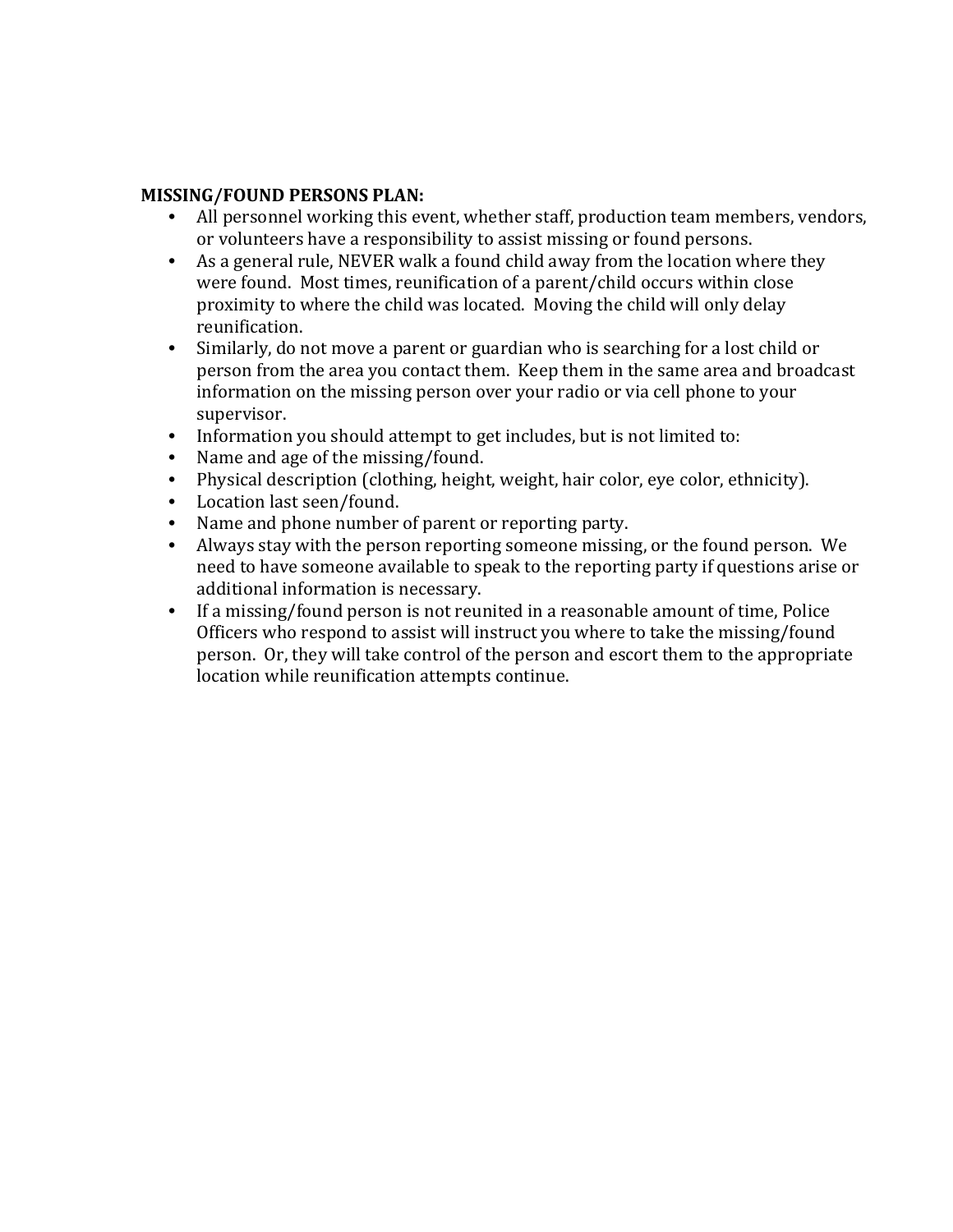**MISSING/FOUND PERSONS PLAN:**

- All personnel working this event, whether staff, production team members, vendors, or volunteers have a responsibility to assist missing or found persons.
- As a general rule, NEVER walk a found child away from the location where they were found. Most times, reunification of a parent/child occurs within close proximity to where the child was located. Moving the child will only delay reunification.
- Similarly, do not move a parent or guardian who is searching for a lost child or person from the area you contact them. Keep them in the same area and broadcast information on the missing person over your radio or via cell phone to your supervisor.
- Information you should attempt to get includes, but is not limited to:
- Name and age of the missing/found.
- Physical description (clothing, height, weight, hair color, eye color, ethnicity).
- Location last seen/found.
- Name and phone number of parent or reporting party.
- Always stay with the person reporting someone missing, or the found person. We need to have someone available to speak to the reporting party if questions arise or additional information is necessary.
- If a missing/found person is not reunited in a reasonable amount of time, Police Officers who respond to assist will instruct you where to take the missing/found person. Or, they will take control of the person and escort them to the appropriate location while reunification attempts continue.